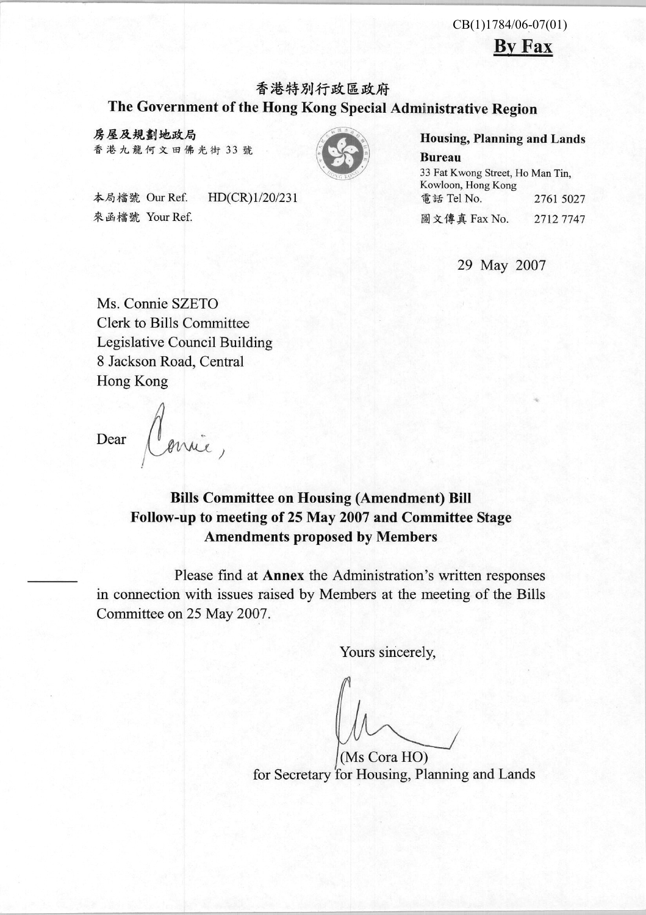CB(1)1784/06-07(01)

**By Fax**

香港特別行政區政府

**The Government of the Hong Kong Special Administrative Region**

**房屋及規劃地政局**
香港九龍何文田佛光街 33 號

**Housing, Planning and Lands Bureau**
33 Fat Kwong Street, Ho Man Tin, Kowloon, Hong Kong

本局檔號 Our Ref. HD(CR)1/20/231
來函檔號 Your Ref.

電話 Tel No. 2761 5027
圖文傳真 Fax No. 2712 7747

29 May 2007

Ms. Connie SZETO
Clerk to Bills Committee
Legislative Council Building
8 Jackson Road, Central
Hong Kong

Dear Connie,

**Bills Committee on Housing (Amendment) Bill**
**Follow-up to meeting of 25 May 2007 and Committee Stage Amendments proposed by Members**

Please find at **Annex** the Administration's written responses in connection with issues raised by Members at the meeting of the Bills Committee on 25 May 2007.

Yours sincerely,

(Ms Cora HO)
for Secretary for Housing, Planning and Lands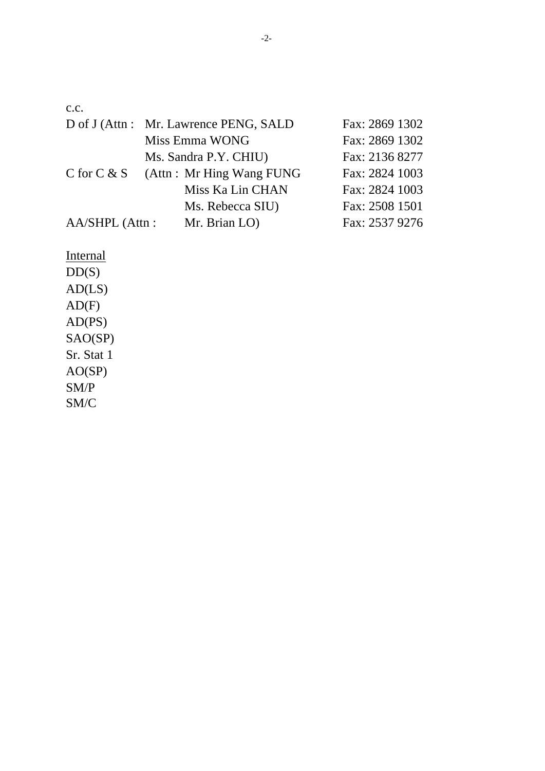c.c.

| | | |
|---|---|---|
| D of J (Attn : | Mr. Lawrence PENG, SALD | Fax: 2869 1302 |
| | Miss Emma WONG | Fax: 2869 1302 |
| | Ms. Sandra P.Y. CHIU) | Fax: 2136 8277 |
| C for C & S | (Attn : Mr Hing Wang FUNG | Fax: 2824 1003 |
| | Miss Ka Lin CHAN | Fax: 2824 1003 |
| | Ms. Rebecca SIU) | Fax: 2508 1501 |
| AA/SHPL (Attn : | Mr. Brian LO) | Fax: 2537 9276 |

<u>Internal</u>

DD(S)
AD(LS)
AD(F)
AD(PS)
SAO(SP)
Sr. Stat 1
AO(SP)
SM/P
SM/C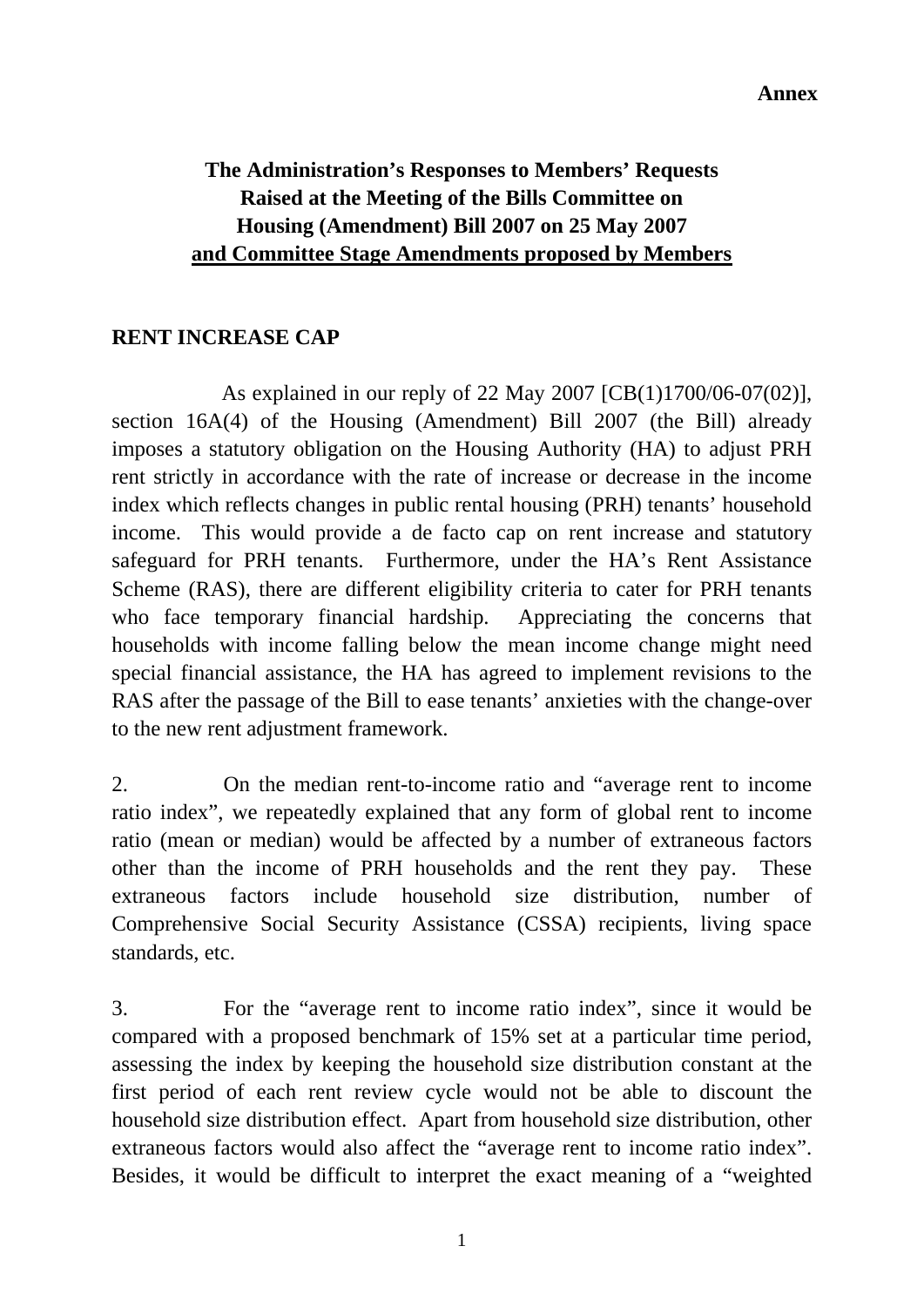**Annex**

**The Administration's Responses to Members' Requests Raised at the Meeting of the Bills Committee on Housing (Amendment) Bill 2007 on 25 May 2007 and Committee Stage Amendments proposed by Members**

**RENT INCREASE CAP**

As explained in our reply of 22 May 2007 [CB(1)1700/06-07(02)], section 16A(4) of the Housing (Amendment) Bill 2007 (the Bill) already imposes a statutory obligation on the Housing Authority (HA) to adjust PRH rent strictly in accordance with the rate of increase or decrease in the income index which reflects changes in public rental housing (PRH) tenants' household income. This would provide a de facto cap on rent increase and statutory safeguard for PRH tenants. Furthermore, under the HA's Rent Assistance Scheme (RAS), there are different eligibility criteria to cater for PRH tenants who face temporary financial hardship. Appreciating the concerns that households with income falling below the mean income change might need special financial assistance, the HA has agreed to implement revisions to the RAS after the passage of the Bill to ease tenants' anxieties with the change-over to the new rent adjustment framework.

2. On the median rent-to-income ratio and "average rent to income ratio index", we repeatedly explained that any form of global rent to income ratio (mean or median) would be affected by a number of extraneous factors other than the income of PRH households and the rent they pay. These extraneous factors include household size distribution, number of Comprehensive Social Security Assistance (CSSA) recipients, living space standards, etc.

3. For the "average rent to income ratio index", since it would be compared with a proposed benchmark of 15% set at a particular time period, assessing the index by keeping the household size distribution constant at the first period of each rent review cycle would not be able to discount the household size distribution effect. Apart from household size distribution, other extraneous factors would also affect the "average rent to income ratio index". Besides, it would be difficult to interpret the exact meaning of a "weighted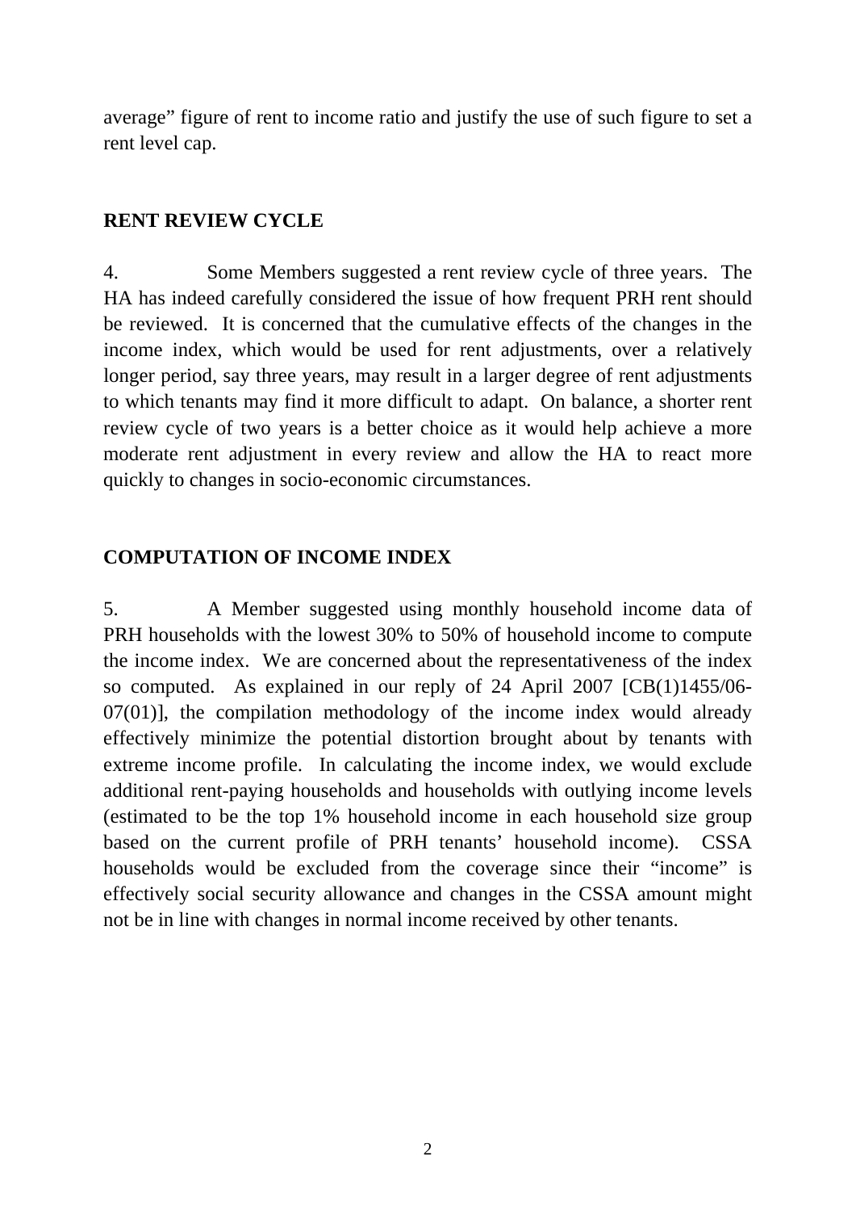average" figure of rent to income ratio and justify the use of such figure to set a rent level cap.

**RENT REVIEW CYCLE**

4. Some Members suggested a rent review cycle of three years. The HA has indeed carefully considered the issue of how frequent PRH rent should be reviewed. It is concerned that the cumulative effects of the changes in the income index, which would be used for rent adjustments, over a relatively longer period, say three years, may result in a larger degree of rent adjustments to which tenants may find it more difficult to adapt. On balance, a shorter rent review cycle of two years is a better choice as it would help achieve a more moderate rent adjustment in every review and allow the HA to react more quickly to changes in socio-economic circumstances.

**COMPUTATION OF INCOME INDEX**

5. A Member suggested using monthly household income data of PRH households with the lowest 30% to 50% of household income to compute the income index. We are concerned about the representativeness of the index so computed. As explained in our reply of 24 April 2007 [CB(1)1455/06-07(01)], the compilation methodology of the income index would already effectively minimize the potential distortion brought about by tenants with extreme income profile. In calculating the income index, we would exclude additional rent-paying households and households with outlying income levels (estimated to be the top 1% household income in each household size group based on the current profile of PRH tenants' household income). CSSA households would be excluded from the coverage since their "income" is effectively social security allowance and changes in the CSSA amount might not be in line with changes in normal income received by other tenants.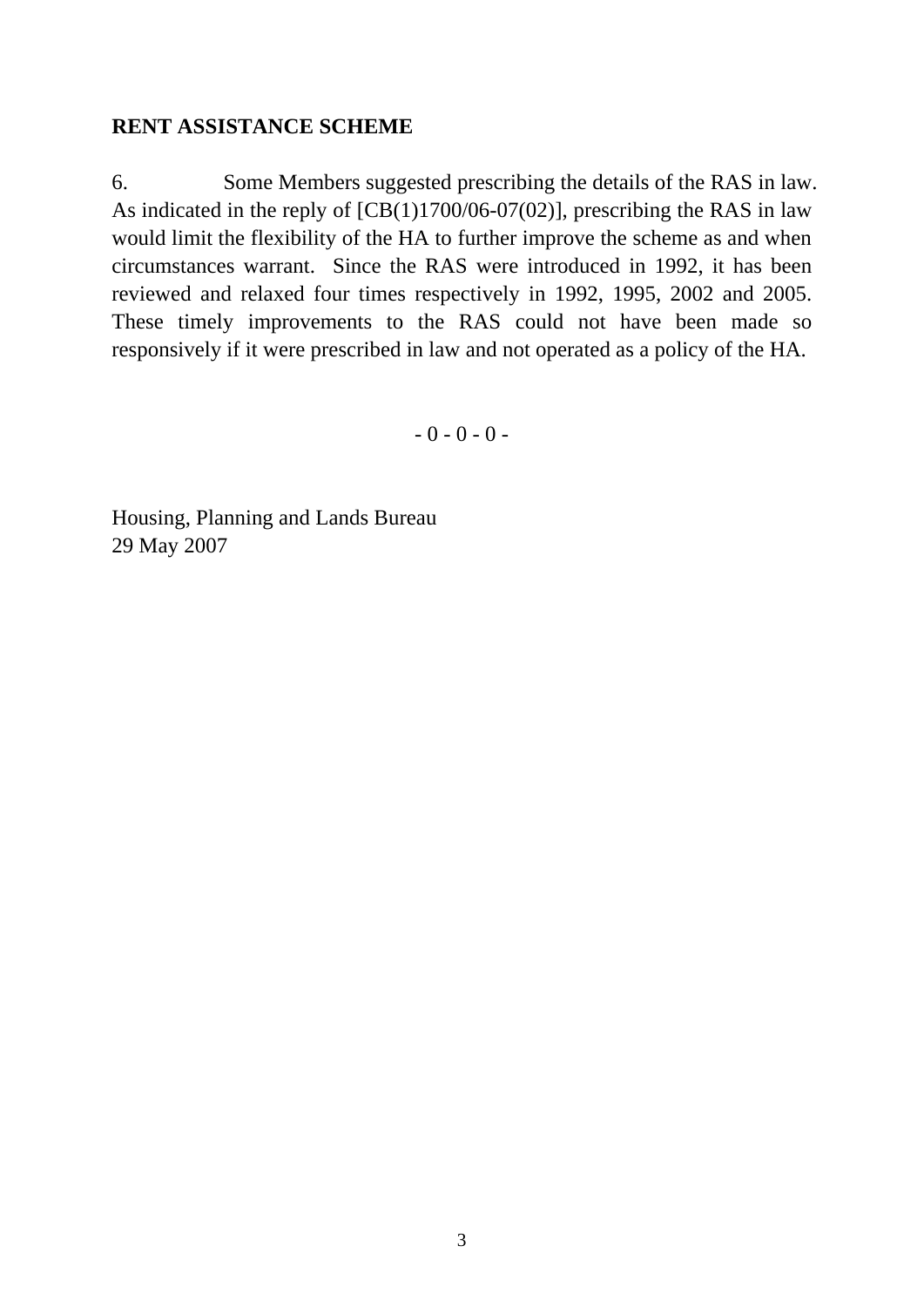**RENT ASSISTANCE SCHEME**

6. Some Members suggested prescribing the details of the RAS in law. As indicated in the reply of [CB(1)1700/06-07(02)], prescribing the RAS in law would limit the flexibility of the HA to further improve the scheme as and when circumstances warrant. Since the RAS were introduced in 1992, it has been reviewed and relaxed four times respectively in 1992, 1995, 2002 and 2005. These timely improvements to the RAS could not have been made so responsively if it were prescribed in law and not operated as a policy of the HA.

- 0 - 0 - 0 -

Housing, Planning and Lands Bureau
29 May 2007